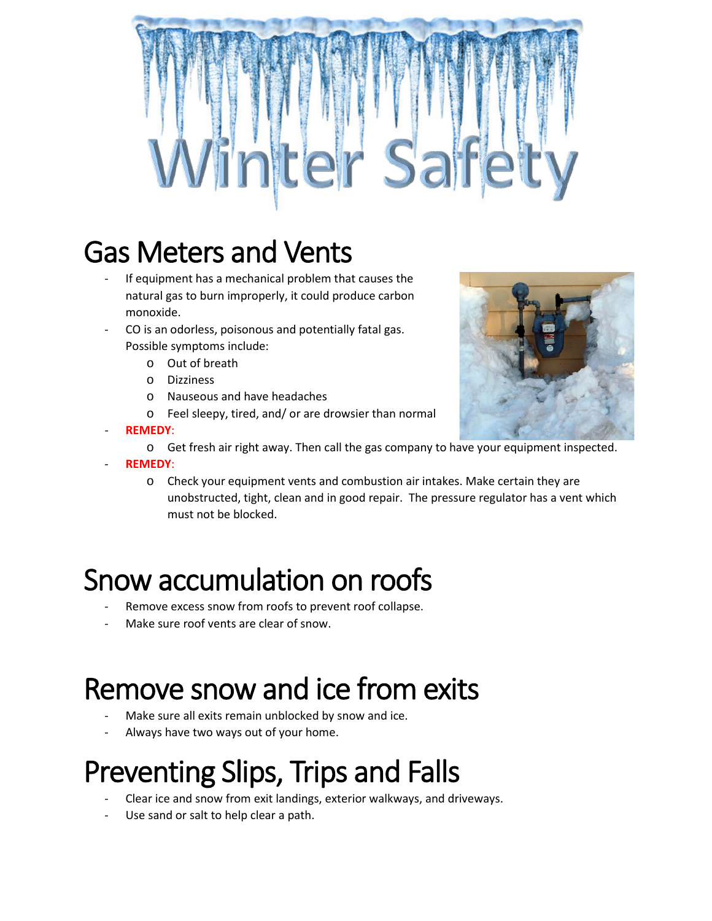# Winter Safety

## Gas Meters and Vents

- If equipment has a mechanical problem that causes the natural gas to burn improperly, it could produce carbon monoxide.
- CO is an odorless, poisonous and potentially fatal gas. Possible symptoms include:
  - Out of breath
  - Dizziness
  - Nauseous and have headaches
  - Feel sleepy, tired, and/ or are drowsier than normal
- **REMEDY**:
  - Get fresh air right away. Then call the gas company to have your equipment inspected.
- **REMEDY**:
  - Check your equipment vents and combustion air intakes. Make certain they are unobstructed, tight, clean and in good repair. The pressure regulator has a vent which must not be blocked.

## Snow accumulation on roofs

- Remove excess snow from roofs to prevent roof collapse.
- Make sure roof vents are clear of snow.

## Remove snow and ice from exits

- Make sure all exits remain unblocked by snow and ice.
- Always have two ways out of your home.

## Preventing Slips, Trips and Falls

- Clear ice and snow from exit landings, exterior walkways, and driveways.
- Use sand or salt to help clear a path.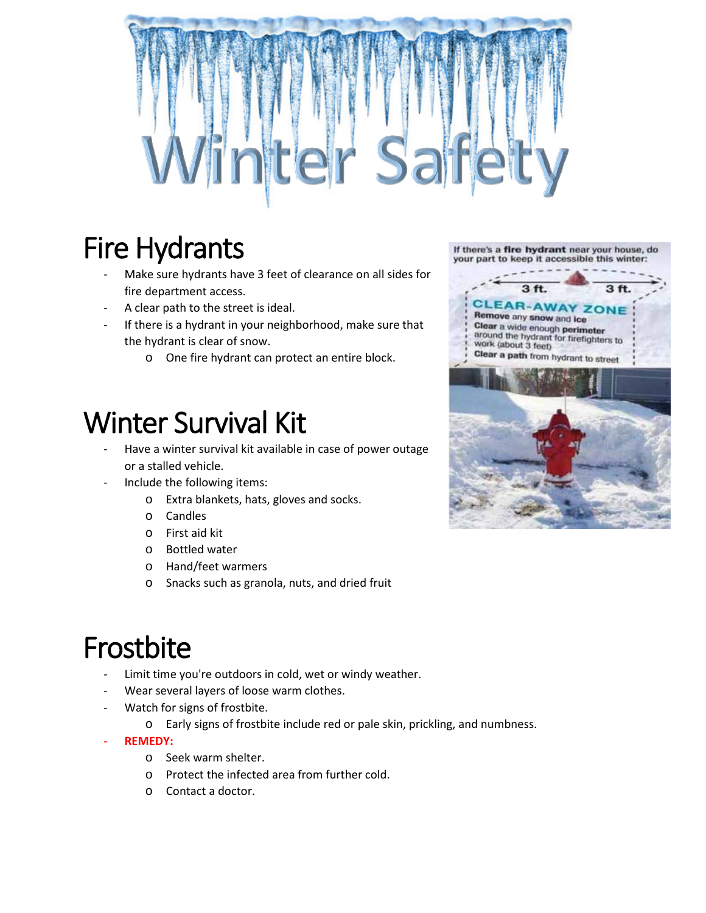# Winter Safety

## Fire Hydrants

- Make sure hydrants have 3 feet of clearance on all sides for fire department access.
- A clear path to the street is ideal.
- If there is a hydrant in your neighborhood, make sure that the hydrant is clear of snow.
  - One fire hydrant can protect an entire block.

If there's a **fire hydrant** near your house, do your part to keep it accessible this winter:

3 ft. 3 ft.

CLEAR-AWAY ZONE

**Remove** any **snow** and **ice**

**Clear** a wide enough **perimeter** around the hydrant for firefighters to work (about 3 feet)

**Clear a path** from hydrant to street

## Winter Survival Kit

- Have a winter survival kit available in case of power outage or a stalled vehicle.
- Include the following items:
  - Extra blankets, hats, gloves and socks.
  - Candles
  - First aid kit
  - Bottled water
  - Hand/feet warmers
  - Snacks such as granola, nuts, and dried fruit

## Frostbite

- Limit time you're outdoors in cold, wet or windy weather.
- Wear several layers of loose warm clothes.
- Watch for signs of frostbite.
  - Early signs of frostbite include red or pale skin, prickling, and numbness.
- **REMEDY:**
  - Seek warm shelter.
  - Protect the infected area from further cold.
  - Contact a doctor.